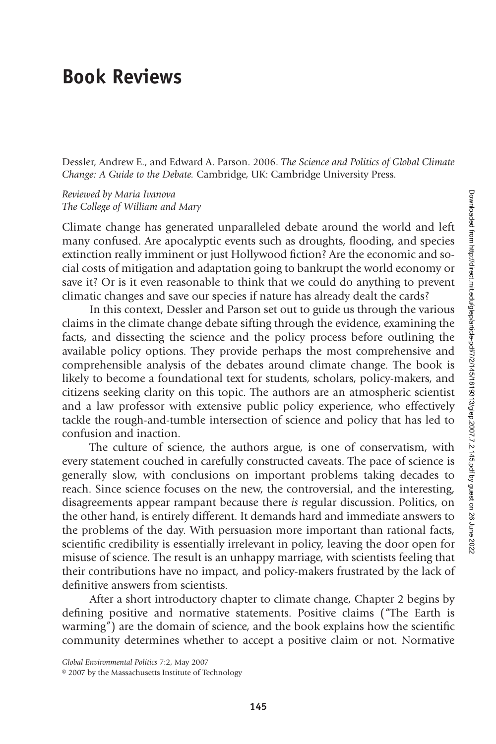# Book Reviews

Dessler, Andrew E., and Edward A. Parson. 2006. *The Science and Politics of Global Climate Change: A Guide to the Debate.* Cambridge, UK: Cambridge University Press.

*Reviewed by Maria Ivanova*
*The College of William and Mary*

Climate change has generated unparalleled debate around the world and left many confused. Are apocalyptic events such as droughts, flooding, and species extinction really imminent or just Hollywood fiction? Are the economic and social costs of mitigation and adaptation going to bankrupt the world economy or save it? Or is it even reasonable to think that we could do anything to prevent climatic changes and save our species if nature has already dealt the cards?

In this context, Dessler and Parson set out to guide us through the various claims in the climate change debate sifting through the evidence, examining the facts, and dissecting the science and the policy process before outlining the available policy options. They provide perhaps the most comprehensive and comprehensible analysis of the debates around climate change. The book is likely to become a foundational text for students, scholars, policy-makers, and citizens seeking clarity on this topic. The authors are an atmospheric scientist and a law professor with extensive public policy experience, who effectively tackle the rough-and-tumble intersection of science and policy that has led to confusion and inaction.

The culture of science, the authors argue, is one of conservatism, with every statement couched in carefully constructed caveats. The pace of science is generally slow, with conclusions on important problems taking decades to reach. Since science focuses on the new, the controversial, and the interesting, disagreements appear rampant because there *is* regular discussion. Politics, on the other hand, is entirely different. It demands hard and immediate answers to the problems of the day. With persuasion more important than rational facts, scientific credibility is essentially irrelevant in policy, leaving the door open for misuse of science. The result is an unhappy marriage, with scientists feeling that their contributions have no impact, and policy-makers frustrated by the lack of definitive answers from scientists.

After a short introductory chapter to climate change, Chapter 2 begins by defining positive and normative statements. Positive claims ("The Earth is warming") are the domain of science, and the book explains how the scientific community determines whether to accept a positive claim or not. Normative

*Global Environmental Politics* 7:2, May 2007
© 2007 by the Massachusetts Institute of Technology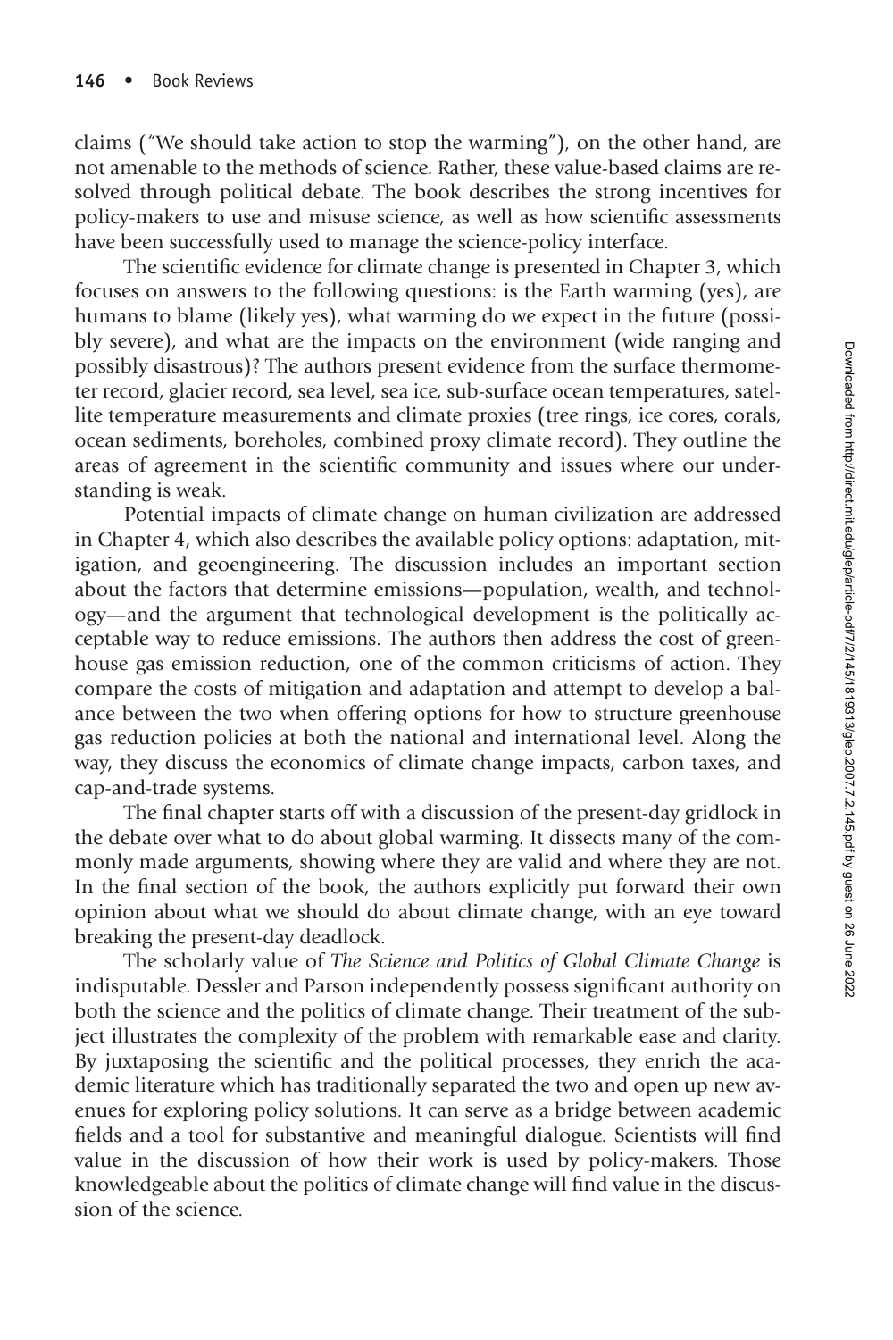claims ("We should take action to stop the warming"), on the other hand, are not amenable to the methods of science. Rather, these value-based claims are resolved through political debate. The book describes the strong incentives for policy-makers to use and misuse science, as well as how scientific assessments have been successfully used to manage the science-policy interface.

The scientific evidence for climate change is presented in Chapter 3, which focuses on answers to the following questions: is the Earth warming (yes), are humans to blame (likely yes), what warming do we expect in the future (possibly severe), and what are the impacts on the environment (wide ranging and possibly disastrous)? The authors present evidence from the surface thermometer record, glacier record, sea level, sea ice, sub-surface ocean temperatures, satellite temperature measurements and climate proxies (tree rings, ice cores, corals, ocean sediments, boreholes, combined proxy climate record). They outline the areas of agreement in the scientific community and issues where our understanding is weak.

Potential impacts of climate change on human civilization are addressed in Chapter 4, which also describes the available policy options: adaptation, mitigation, and geoengineering. The discussion includes an important section about the factors that determine emissions—population, wealth, and technology—and the argument that technological development is the politically acceptable way to reduce emissions. The authors then address the cost of greenhouse gas emission reduction, one of the common criticisms of action. They compare the costs of mitigation and adaptation and attempt to develop a balance between the two when offering options for how to structure greenhouse gas reduction policies at both the national and international level. Along the way, they discuss the economics of climate change impacts, carbon taxes, and cap-and-trade systems.

The final chapter starts off with a discussion of the present-day gridlock in the debate over what to do about global warming. It dissects many of the commonly made arguments, showing where they are valid and where they are not. In the final section of the book, the authors explicitly put forward their own opinion about what we should do about climate change, with an eye toward breaking the present-day deadlock.

The scholarly value of *The Science and Politics of Global Climate Change* is indisputable. Dessler and Parson independently possess significant authority on both the science and the politics of climate change. Their treatment of the subject illustrates the complexity of the problem with remarkable ease and clarity. By juxtaposing the scientific and the political processes, they enrich the academic literature which has traditionally separated the two and open up new avenues for exploring policy solutions. It can serve as a bridge between academic fields and a tool for substantive and meaningful dialogue. Scientists will find value in the discussion of how their work is used by policy-makers. Those knowledgeable about the politics of climate change will find value in the discussion of the science.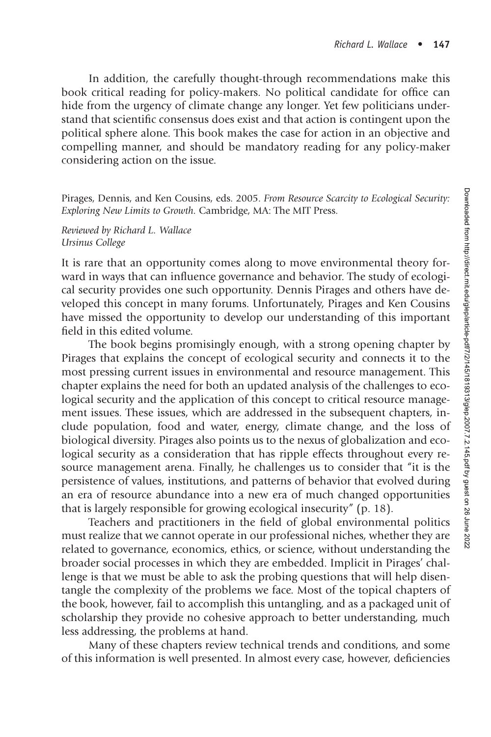In addition, the carefully thought-through recommendations make this book critical reading for policy-makers. No political candidate for office can hide from the urgency of climate change any longer. Yet few politicians understand that scientific consensus does exist and that action is contingent upon the political sphere alone. This book makes the case for action in an objective and compelling manner, and should be mandatory reading for any policy-maker considering action on the issue.

Pirages, Dennis, and Ken Cousins, eds. 2005. *From Resource Scarcity to Ecological Security: Exploring New Limits to Growth.* Cambridge, MA: The MIT Press.

*Reviewed by Richard L. Wallace*
*Ursinus College*

It is rare that an opportunity comes along to move environmental theory forward in ways that can influence governance and behavior. The study of ecological security provides one such opportunity. Dennis Pirages and others have developed this concept in many forums. Unfortunately, Pirages and Ken Cousins have missed the opportunity to develop our understanding of this important field in this edited volume.

The book begins promisingly enough, with a strong opening chapter by Pirages that explains the concept of ecological security and connects it to the most pressing current issues in environmental and resource management. This chapter explains the need for both an updated analysis of the challenges to ecological security and the application of this concept to critical resource management issues. These issues, which are addressed in the subsequent chapters, include population, food and water, energy, climate change, and the loss of biological diversity. Pirages also points us to the nexus of globalization and ecological security as a consideration that has ripple effects throughout every resource management arena. Finally, he challenges us to consider that "it is the persistence of values, institutions, and patterns of behavior that evolved during an era of resource abundance into a new era of much changed opportunities that is largely responsible for growing ecological insecurity" (p. 18).

Teachers and practitioners in the field of global environmental politics must realize that we cannot operate in our professional niches, whether they are related to governance, economics, ethics, or science, without understanding the broader social processes in which they are embedded. Implicit in Pirages' challenge is that we must be able to ask the probing questions that will help disentangle the complexity of the problems we face. Most of the topical chapters of the book, however, fail to accomplish this untangling, and as a packaged unit of scholarship they provide no cohesive approach to better understanding, much less addressing, the problems at hand.

Many of these chapters review technical trends and conditions, and some of this information is well presented. In almost every case, however, deficiencies